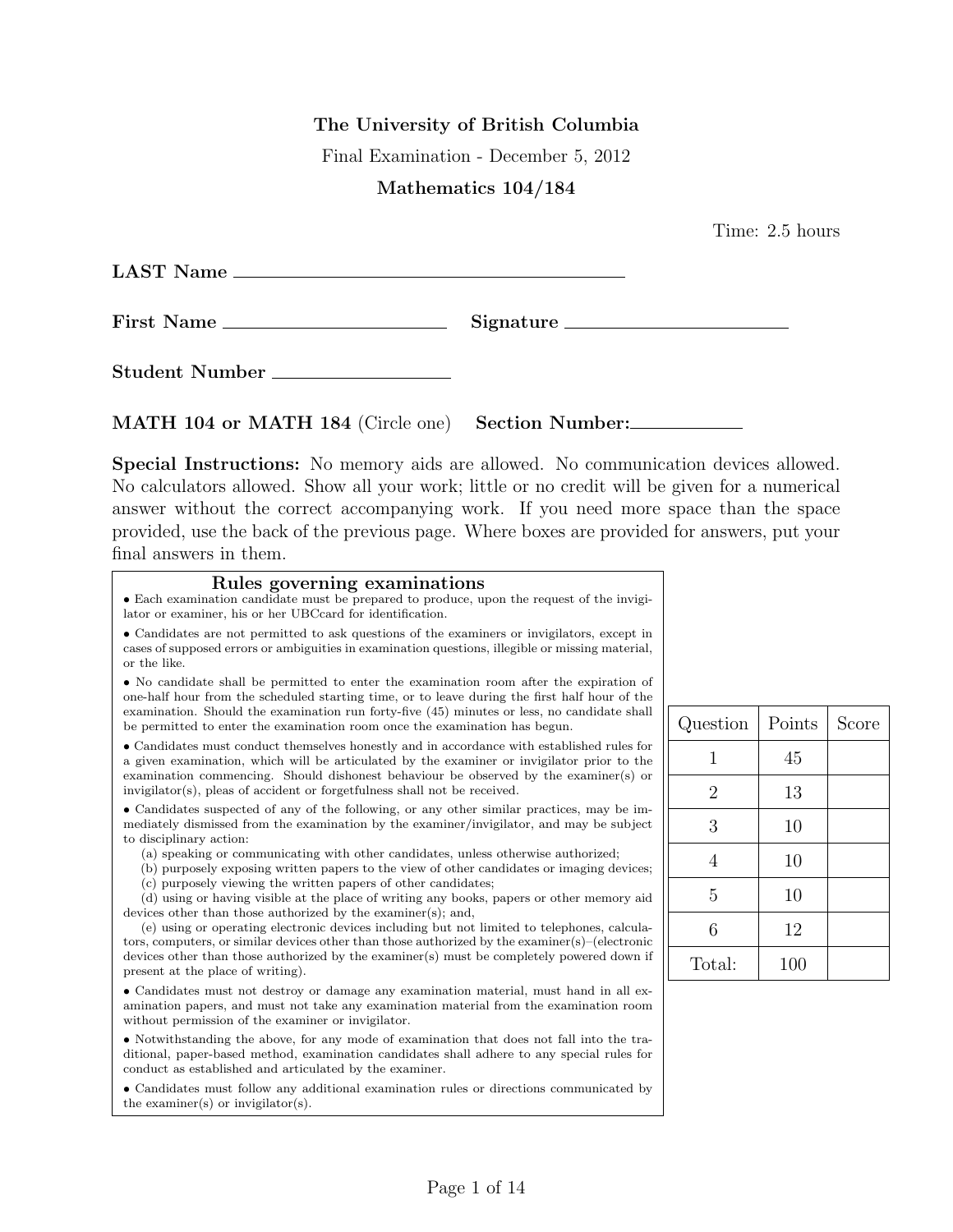**The University of British Columbia**

Final Examination - December 5, 2012

**Mathematics 104/184**

Time: 2.5 hours

**LAST Name** ____________________________________

**First Name** ______________________ **Signature** ______________________

**Student Number** ________________

**MATH 104 or MATH 184** (Circle one) **Section Number:**__________

**Special Instructions:** No memory aids are allowed. No communication devices allowed. No calculators allowed. Show all your work; little or no credit will be given for a numerical answer without the correct accompanying work. If you need more space than the space provided, use the back of the previous page. Where boxes are provided for answers, put your final answers in them.

## Rules governing examinations

- Each examination candidate must be prepared to produce, upon the request of the invigilator or examiner, his or her UBCcard for identification.
- Candidates are not permitted to ask questions of the examiners or invigilators, except in cases of supposed errors or ambiguities in examination questions, illegible or missing material, or the like.
- No candidate shall be permitted to enter the examination room after the expiration of one-half hour from the scheduled starting time, or to leave during the first half hour of the examination. Should the examination run forty-five (45) minutes or less, no candidate shall be permitted to enter the examination room once the examination has begun.
- Candidates must conduct themselves honestly and in accordance with established rules for a given examination, which will be articulated by the examiner or invigilator prior to the examination commencing. Should dishonest behaviour be observed by the examiner(s) or invigilator(s), pleas of accident or forgetfulness shall not be received.
- Candidates suspected of any of the following, or any other similar practices, may be immediately dismissed from the examination by the examiner/invigilator, and may be subject to disciplinary action:
  (a) speaking or communicating with other candidates, unless otherwise authorized;
  (b) purposely exposing written papers to the view of other candidates or imaging devices;
  (c) purposely viewing the written papers of other candidates;
  (d) using or having visible at the place of writing any books, papers or other memory aid devices other than those authorized by the examiner(s); and,
  (e) using or operating electronic devices including but not limited to telephones, calculators, computers, or similar devices other than those authorized by the examiner(s)–(electronic devices other than those authorized by the examiner(s) must be completely powered down if present at the place of writing).
- Candidates must not destroy or damage any examination material, must hand in all examination papers, and must not take any examination material from the examination room without permission of the examiner or invigilator.
- Notwithstanding the above, for any mode of examination that does not fall into the traditional, paper-based method, examination candidates shall adhere to any special rules for conduct as established and articulated by the examiner.
- Candidates must follow any additional examination rules or directions communicated by the examiner(s) or invigilator(s).

| Question | Points | Score |
|---|---|---|
| 1 | 45 | |
| 2 | 13 | |
| 3 | 10 | |
| 4 | 10 | |
| 5 | 10 | |
| 6 | 12 | |
| Total: | 100 | |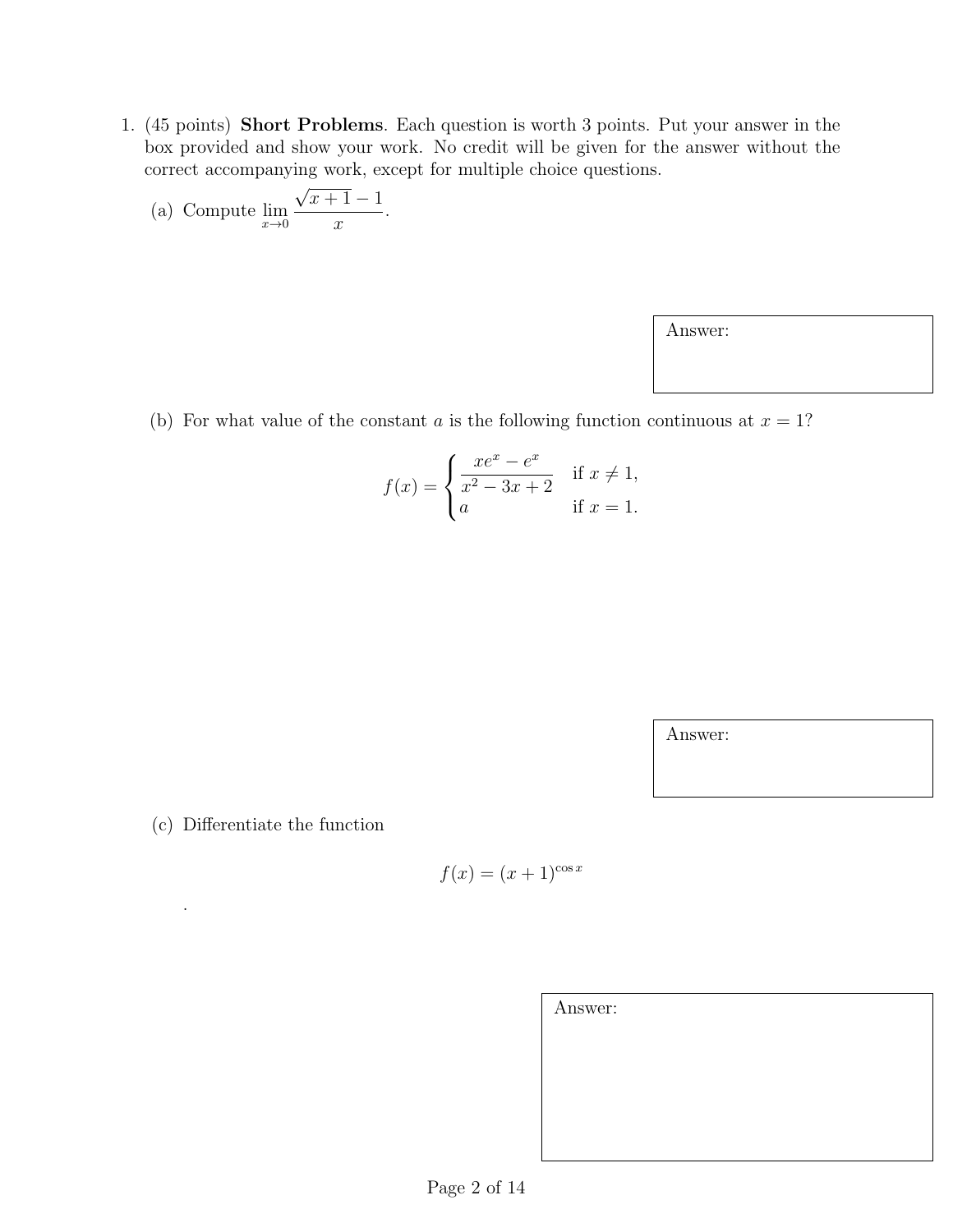1. (45 points) **Short Problems**. Each question is worth 3 points. Put your answer in the box provided and show your work. No credit will be given for the answer without the correct accompanying work, except for multiple choice questions.

   (a) Compute $\lim_{x \to 0} \frac{\sqrt{x+1} - 1}{x}$.

   Answer:

   (b) For what value of the constant $a$ is the following function continuous at $x = 1$?

   $$f(x) = \begin{cases} \dfrac{xe^x - e^x}{x^2 - 3x + 2} & \text{if } x \neq 1, \\ a & \text{if } x = 1. \end{cases}$$

   Answer:

   (c) Differentiate the function

   $$f(x) = (x+1)^{\cos x}$$

   .

   Answer: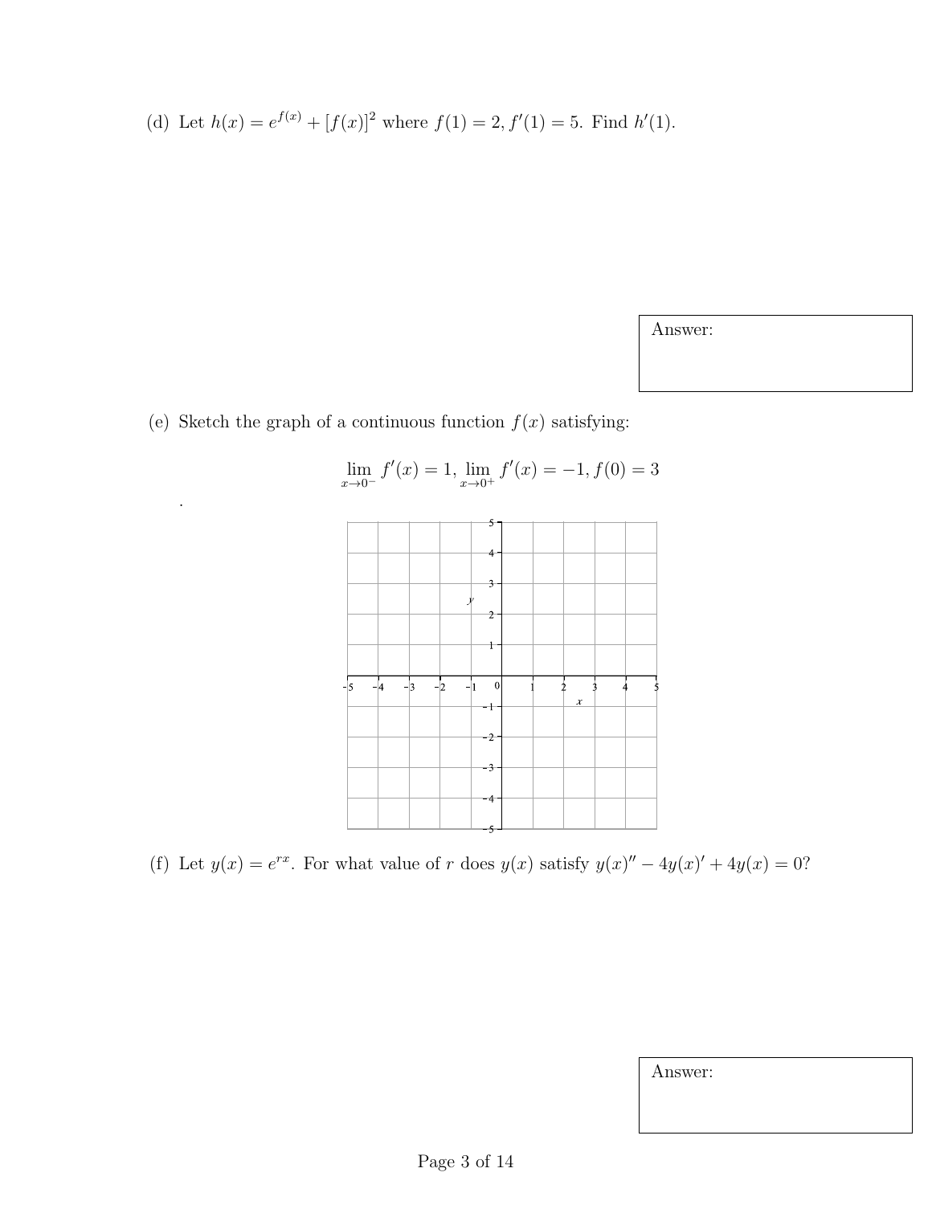(d) Let $h(x) = e^{f(x)} + [f(x)]^2$ where $f(1) = 2, f'(1) = 5$. Find $h'(1)$.

Answer:

(e) Sketch the graph of a continuous function $f(x)$ satisfying:

$$\lim_{x \to 0^-} f'(x) = 1, \lim_{x \to 0^+} f'(x) = -1, f(0) = 3$$

.

(f) Let $y(x) = e^{rx}$. For what value of $r$ does $y(x)$ satisfy $y(x)'' - 4y(x)' + 4y(x) = 0$?

Answer: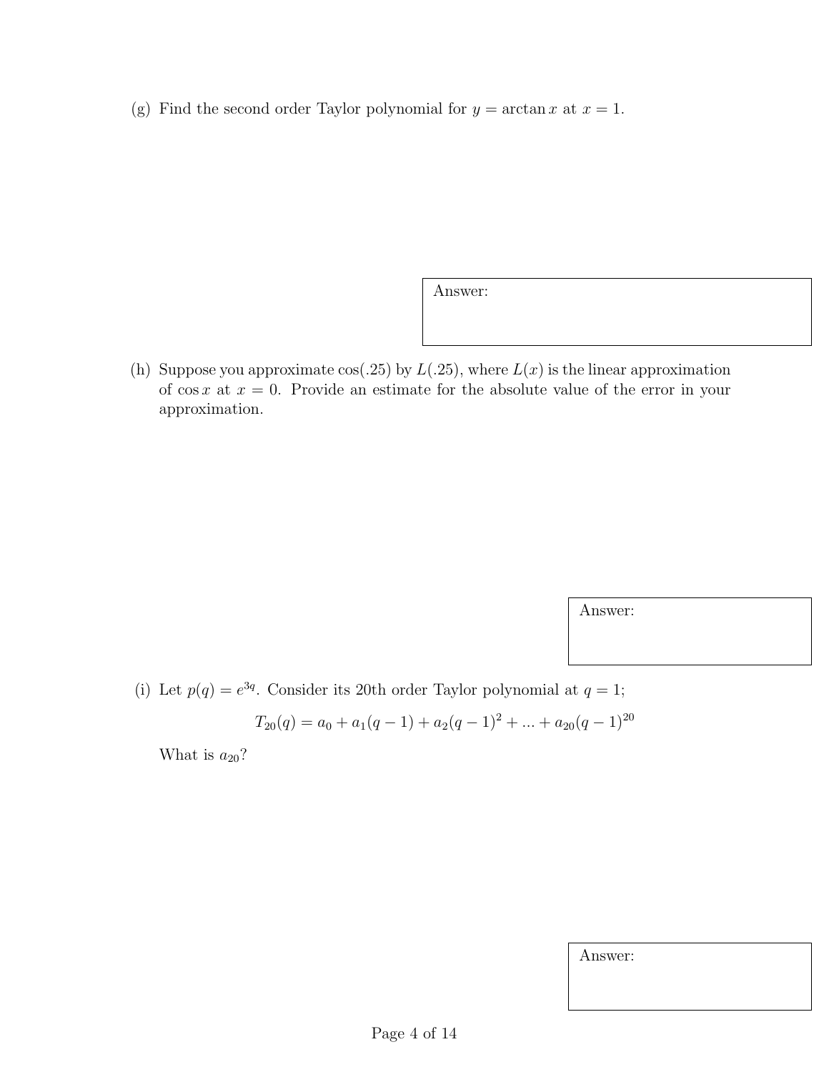(g) Find the second order Taylor polynomial for $y = \arctan x$ at $x = 1$.

Answer:

(h) Suppose you approximate $\cos(.25)$ by $L(.25)$, where $L(x)$ is the linear approximation of $\cos x$ at $x = 0$. Provide an estimate for the absolute value of the error in your approximation.

Answer:

(i) Let $p(q) = e^{3q}$. Consider its 20th order Taylor polynomial at $q = 1$;

$$T_{20}(q) = a_0 + a_1(q-1) + a_2(q-1)^2 + ... + a_{20}(q-1)^{20}$$

What is $a_{20}$?

Answer: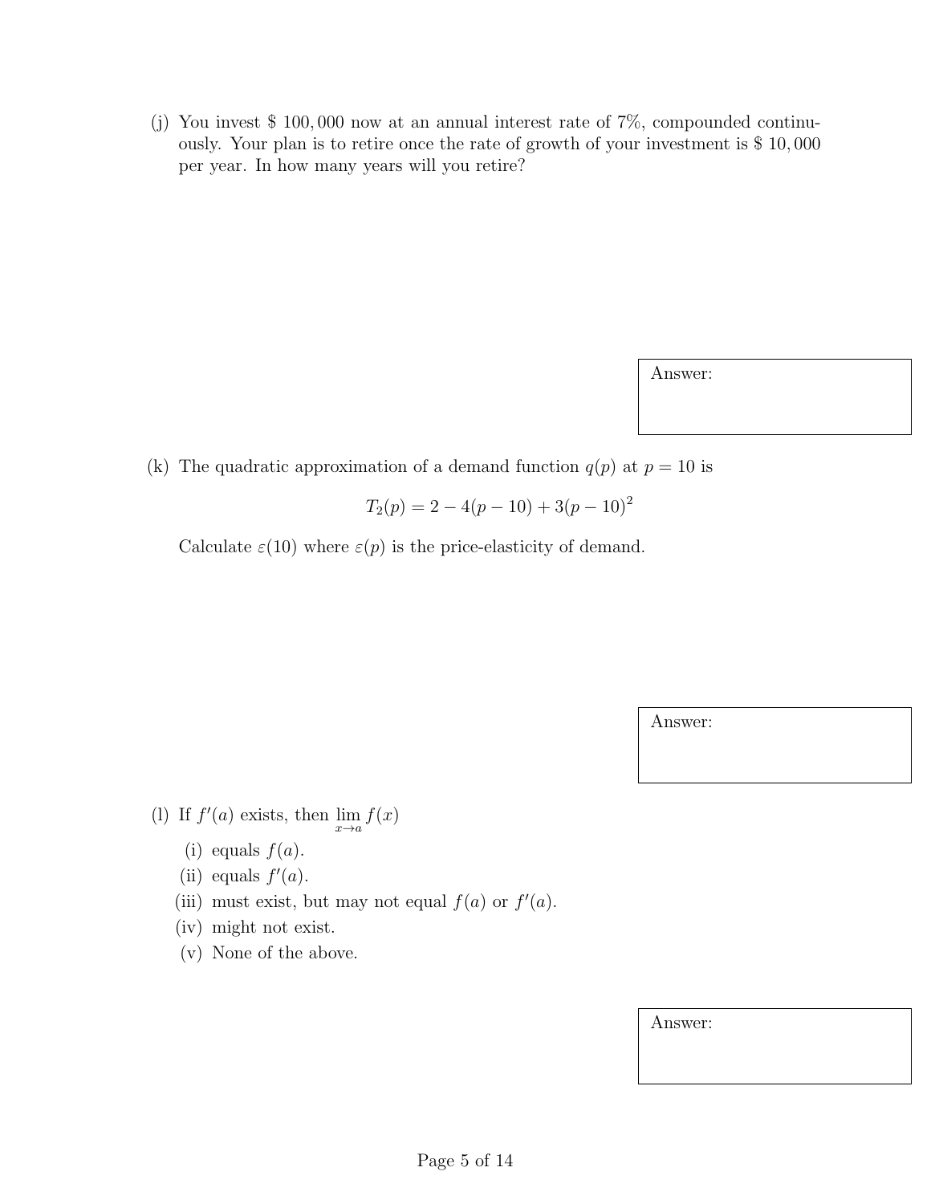(j) You invest \$ 100,000 now at an annual interest rate of 7%, compounded continuously. Your plan is to retire once the rate of growth of your investment is \$ 10,000 per year. In how many years will you retire?

Answer:

(k) The quadratic approximation of a demand function $q(p)$ at $p = 10$ is

$$T_2(p) = 2 - 4(p - 10) + 3(p - 10)^2$$

Calculate $\varepsilon(10)$ where $\varepsilon(p)$ is the price-elasticity of demand.

Answer:

(l) If $f'(a)$ exists, then $\lim_{x \to a} f(x)$

- (i) equals $f(a)$.
- (ii) equals $f'(a)$.
- (iii) must exist, but may not equal $f(a)$ or $f'(a)$.
- (iv) might not exist.
- (v) None of the above.

Answer: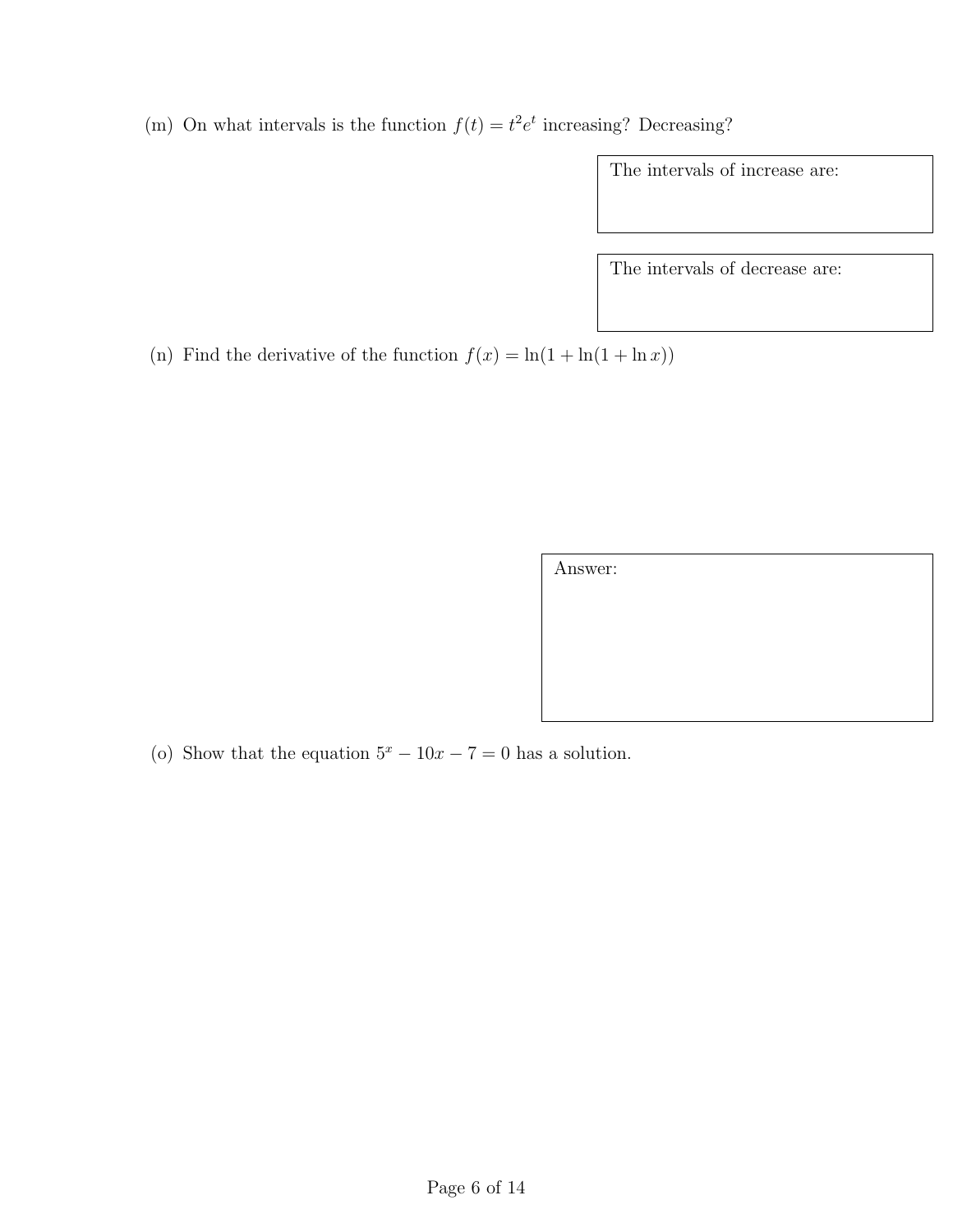(m) On what intervals is the function $f(t) = t^2 e^t$ increasing? Decreasing?

The intervals of increase are:

The intervals of decrease are:

(n) Find the derivative of the function $f(x) = \ln(1 + \ln(1 + \ln x))$

Answer:

(o) Show that the equation $5^x - 10x - 7 = 0$ has a solution.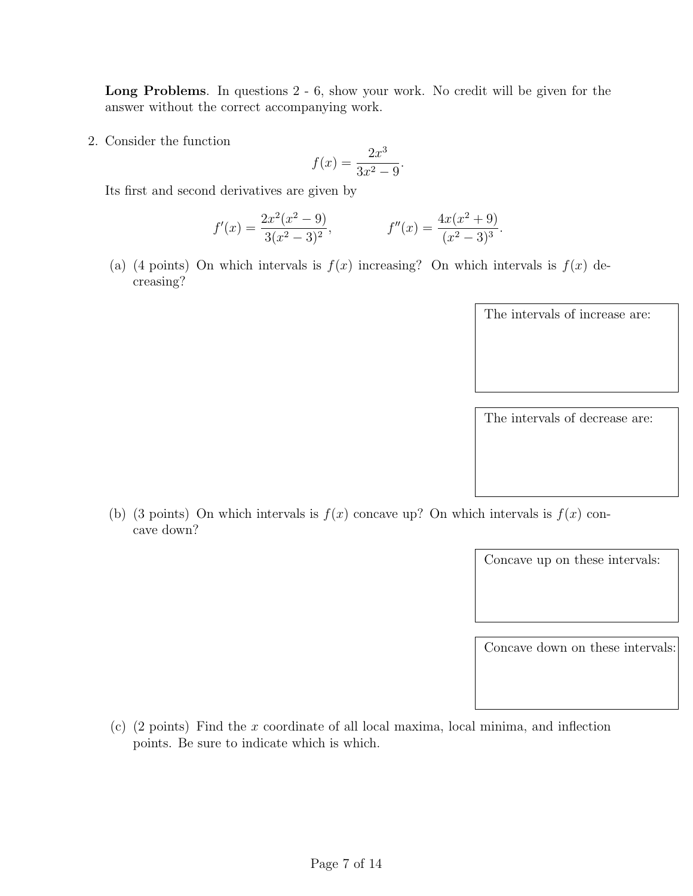**Long Problems**. In questions 2 - 6, show your work. No credit will be given for the answer without the correct accompanying work.

2. Consider the function

$$f(x) = \frac{2x^3}{3x^2 - 9}.$$

Its first and second derivatives are given by

$$f'(x) = \frac{2x^2(x^2 - 9)}{3(x^2 - 3)^2}, \qquad f''(x) = \frac{4x(x^2 + 9)}{(x^2 - 3)^3}.$$

(a) (4 points) On which intervals is $f(x)$ increasing? On which intervals is $f(x)$ decreasing?

The intervals of increase are:

The intervals of decrease are:

(b) (3 points) On which intervals is $f(x)$ concave up? On which intervals is $f(x)$ concave down?

Concave up on these intervals:

Concave down on these intervals:

(c) (2 points) Find the $x$ coordinate of all local maxima, local minima, and inflection points. Be sure to indicate which is which.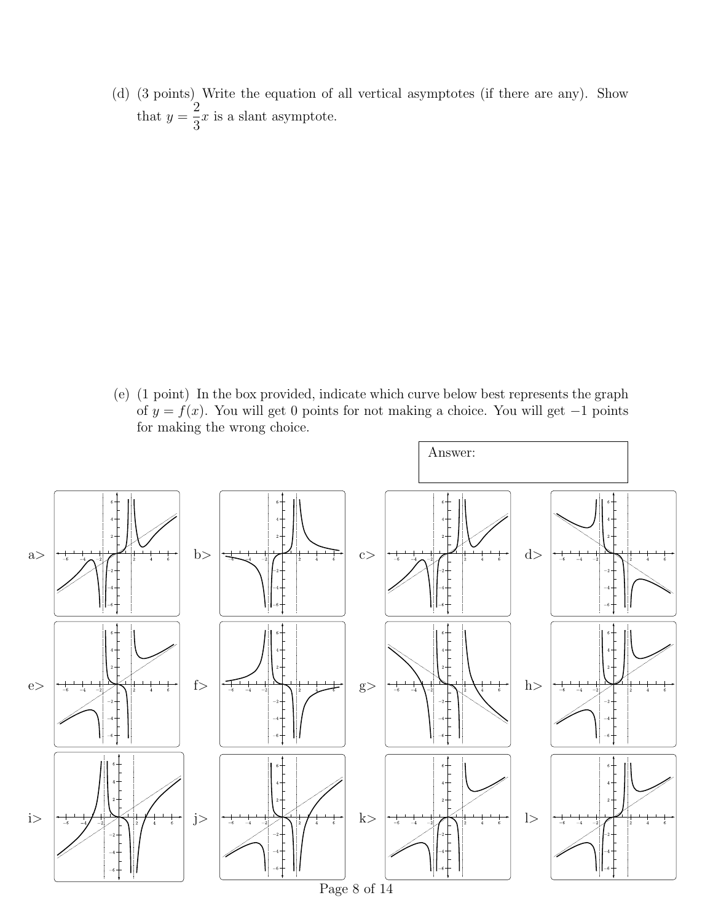(d) (3 points) Write the equation of all vertical asymptotes (if there are any). Show that $y = \dfrac{2}{3}x$ is a slant asymptote.

(e) (1 point) In the box provided, indicate which curve below best represents the graph of $y = f(x)$. You will get 0 points for not making a choice. You will get $-1$ points for making the wrong choice.

Answer:

a>

b>

c>

d>

e>

f>

g>

h>

i>

j>

k>

l>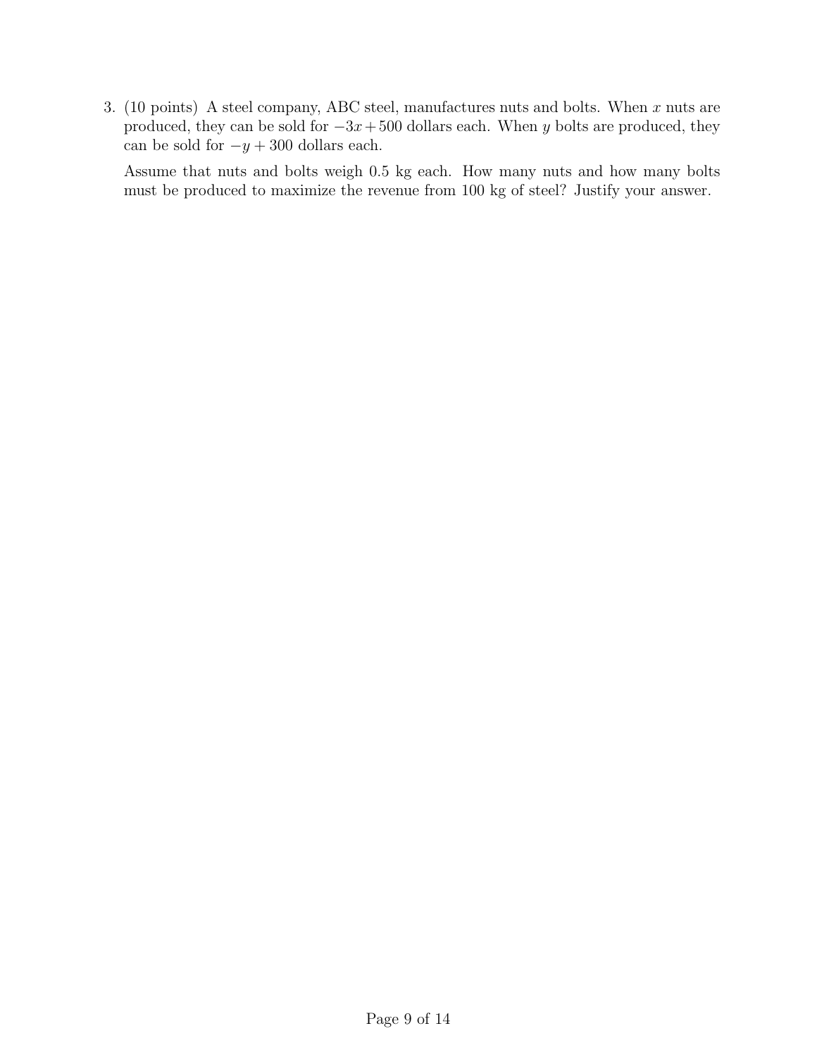3. (10 points) A steel company, ABC steel, manufactures nuts and bolts. When $x$ nuts are produced, they can be sold for $-3x + 500$ dollars each. When $y$ bolts are produced, they can be sold for $-y + 300$ dollars each.

   Assume that nuts and bolts weigh 0.5 kg each. How many nuts and how many bolts must be produced to maximize the revenue from 100 kg of steel? Justify your answer.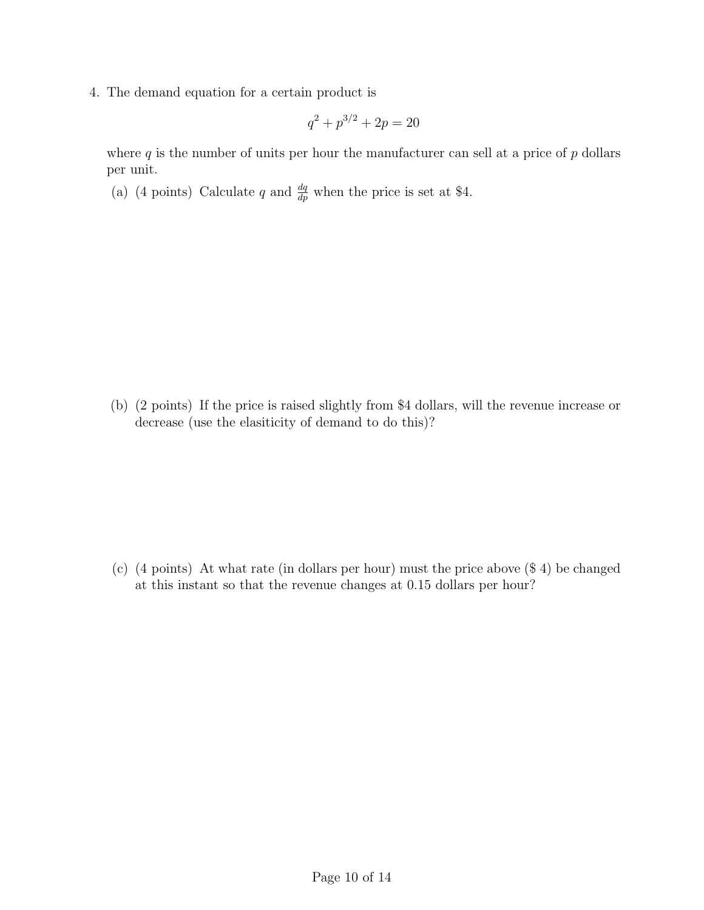4. The demand equation for a certain product is

$$q^2 + p^{3/2} + 2p = 20$$

where $q$ is the number of units per hour the manufacturer can sell at a price of $p$ dollars per unit.

(a) (4 points) Calculate $q$ and $\frac{dq}{dp}$ when the price is set at $4.

(b) (2 points) If the price is raised slightly from $4 dollars, will the revenue increase or decrease (use the elasiticity of demand to do this)?

(c) (4 points) At what rate (in dollars per hour) must the price above ($ 4) be changed at this instant so that the revenue changes at 0.15 dollars per hour?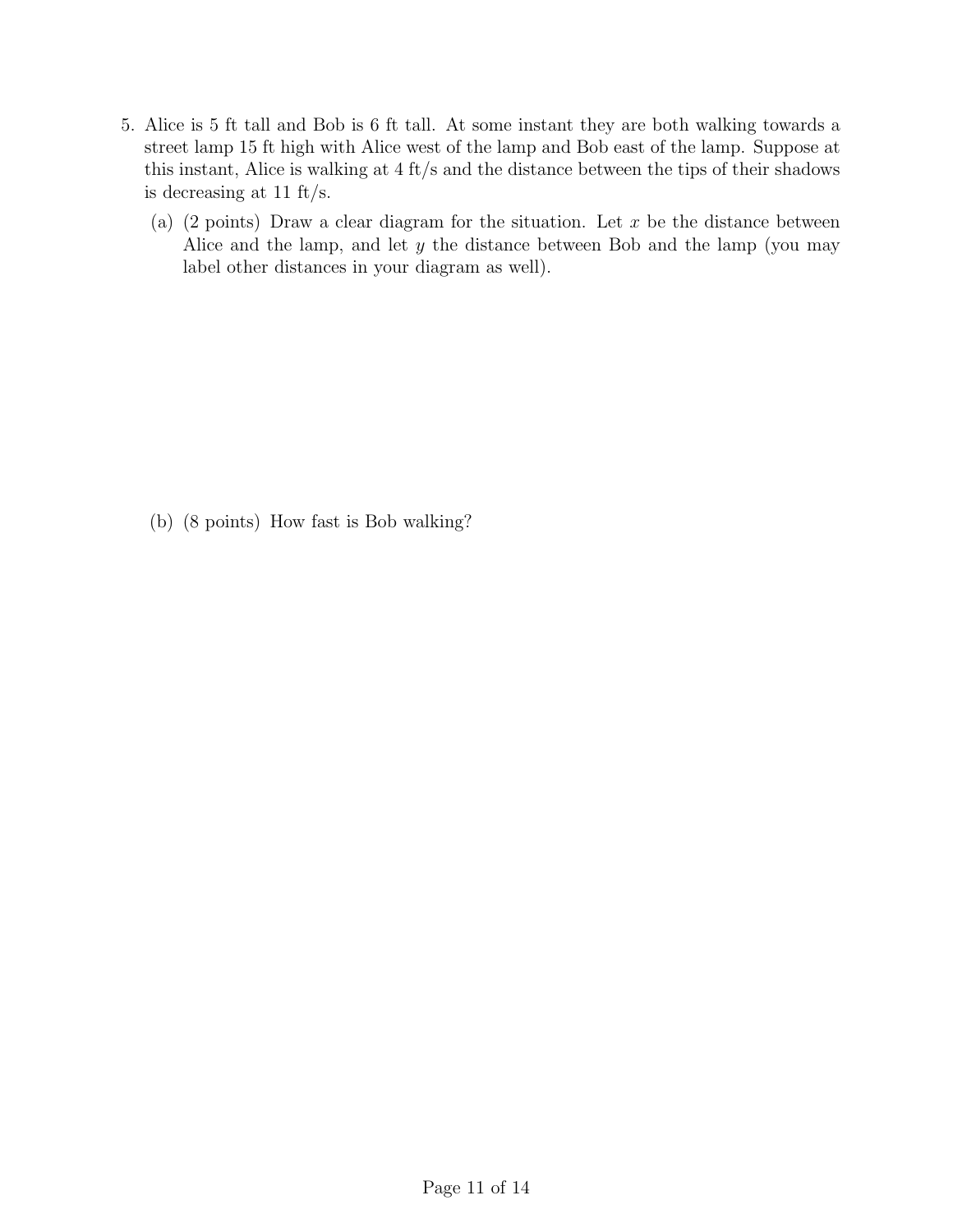5. Alice is 5 ft tall and Bob is 6 ft tall. At some instant they are both walking towards a street lamp 15 ft high with Alice west of the lamp and Bob east of the lamp. Suppose at this instant, Alice is walking at 4 ft/s and the distance between the tips of their shadows is decreasing at 11 ft/s.

   (a) (2 points) Draw a clear diagram for the situation. Let $x$ be the distance between Alice and the lamp, and let $y$ the distance between Bob and the lamp (you may label other distances in your diagram as well).

   (b) (8 points) How fast is Bob walking?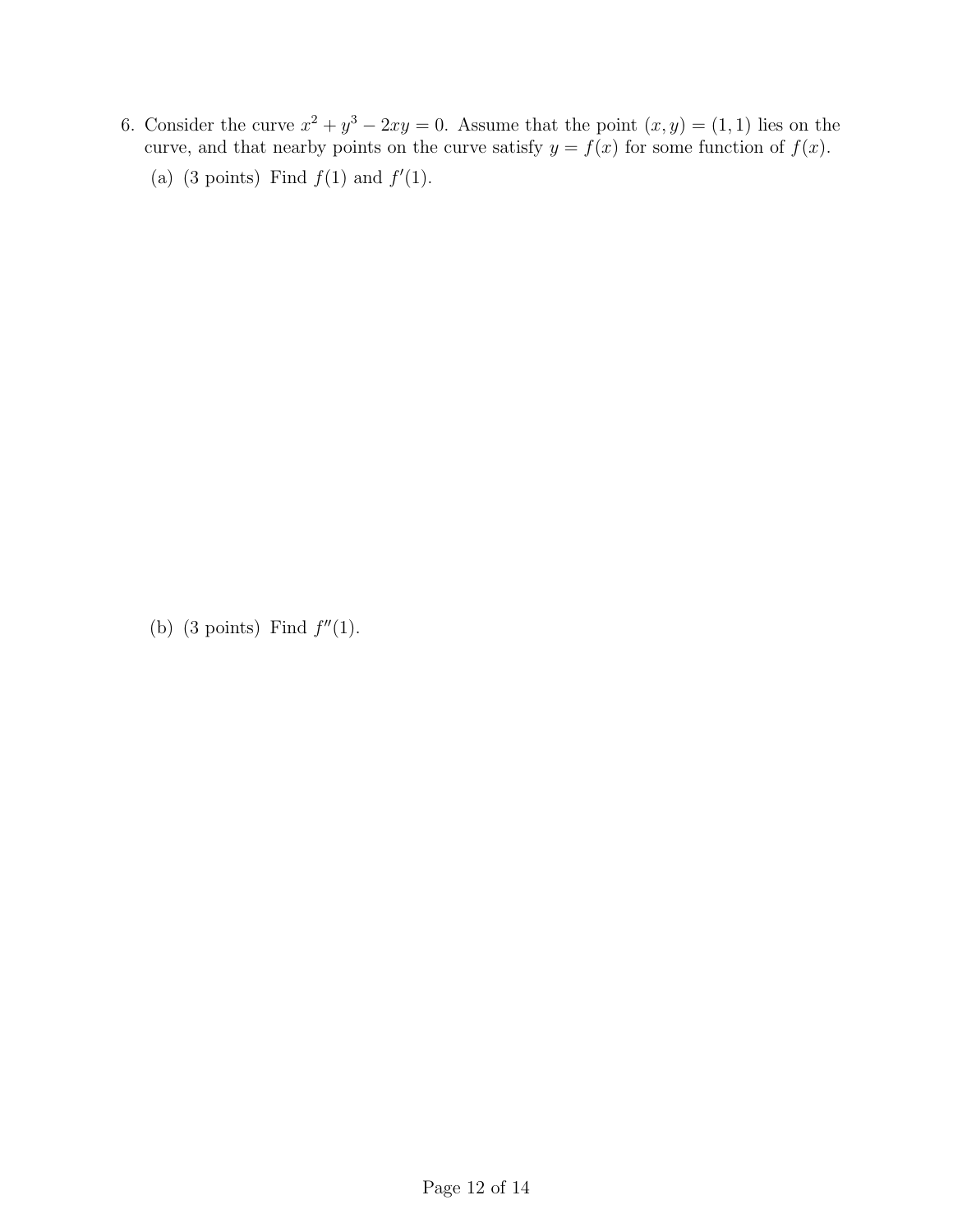6. Consider the curve $x^2 + y^3 - 2xy = 0$. Assume that the point $(x, y) = (1, 1)$ lies on the curve, and that nearby points on the curve satisfy $y = f(x)$ for some function of $f(x)$.

   (a) (3 points) Find $f(1)$ and $f'(1)$.

   (b) (3 points) Find $f''(1)$.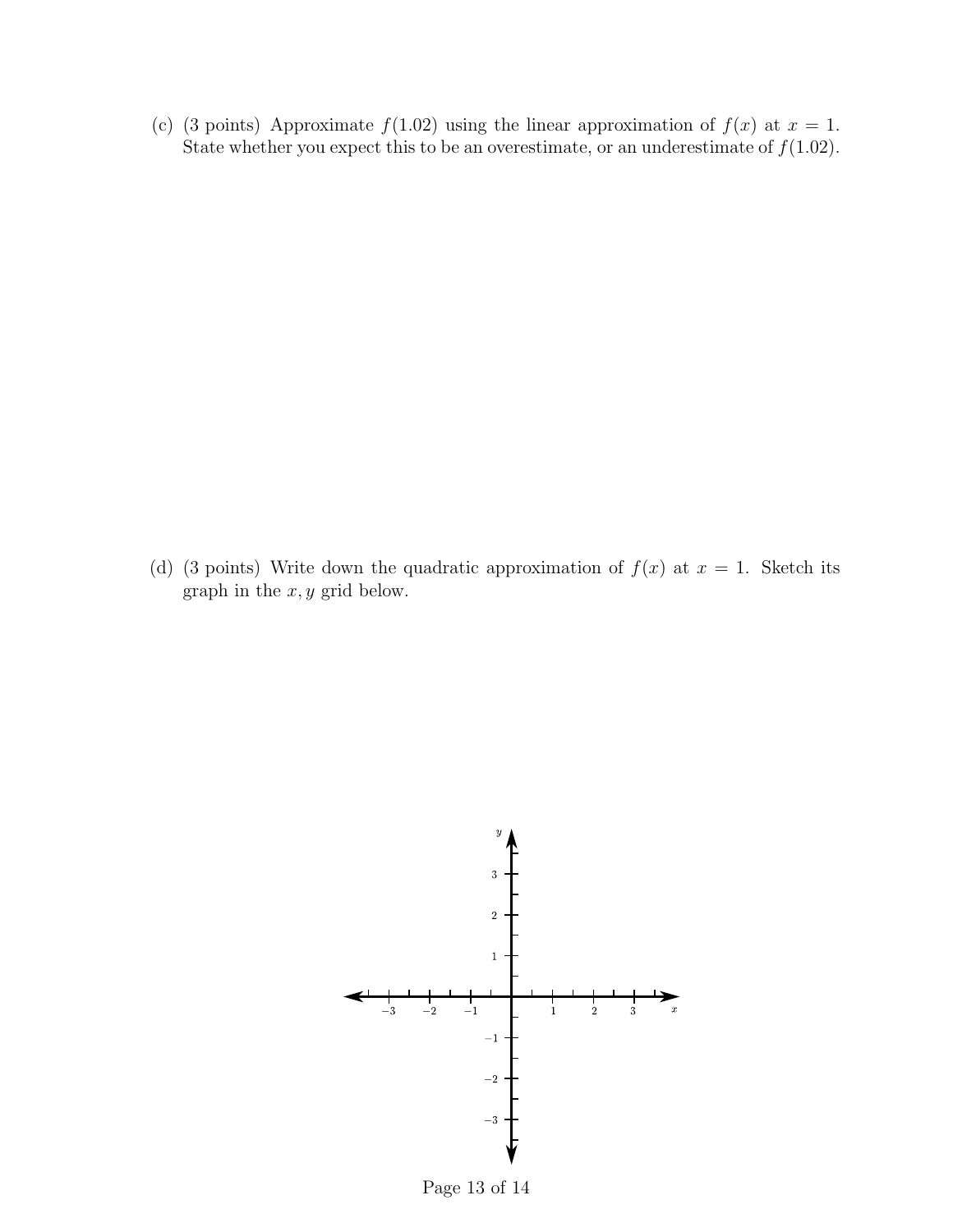(c) (3 points) Approximate $f(1.02)$ using the linear approximation of $f(x)$ at $x = 1$. State whether you expect this to be an overestimate, or an underestimate of $f(1.02)$.

(d) (3 points) Write down the quadratic approximation of $f(x)$ at $x = 1$. Sketch its graph in the $x, y$ grid below.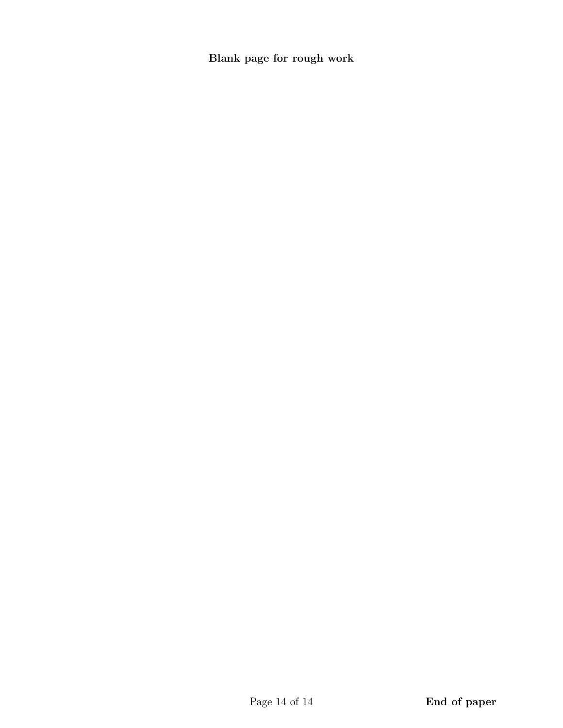**Blank page for rough work**

**End of paper**